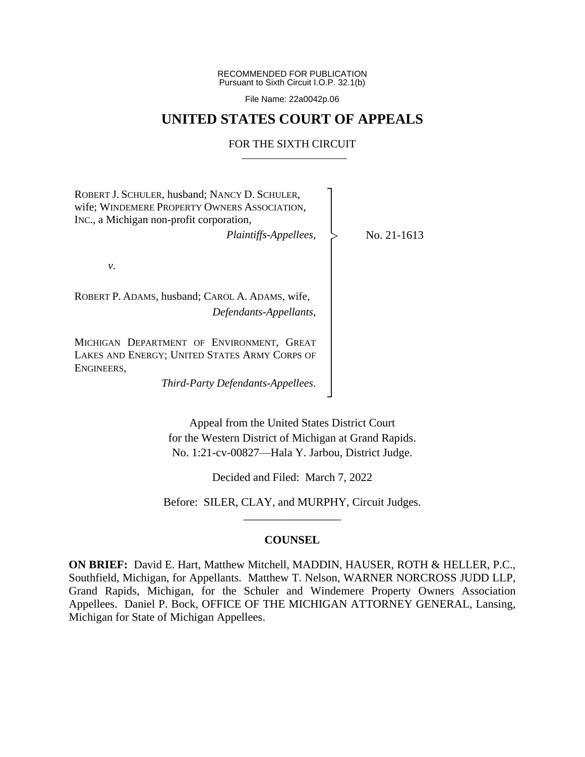RECOMMENDED FOR PUBLICATION
Pursuant to Sixth Circuit I.O.P. 32.1(b)

File Name: 22a0042p.06

# UNITED STATES COURT OF APPEALS

## FOR THE SIXTH CIRCUIT

ROBERT J. SCHULER, husband; NANCY D. SCHULER, wife; WINDEMERE PROPERTY OWNERS ASSOCIATION, INC., a Michigan non-profit corporation,

*Plaintiffs-Appellees*,

*v*.

ROBERT P. ADAMS, husband; CAROL A. ADAMS, wife,

*Defendants-Appellants*,

MICHIGAN DEPARTMENT OF ENVIRONMENT, GREAT LAKES AND ENERGY; UNITED STATES ARMY CORPS OF ENGINEERS,

*Third-Party Defendants-Appellees*.

No. 21-1613

Appeal from the United States District Court for the Western District of Michigan at Grand Rapids.
No. 1:21-cv-00827—Hala Y. Jarbou, District Judge.

Decided and Filed: March 7, 2022

Before: SILER, CLAY, and MURPHY, Circuit Judges.

---

**COUNSEL**

**ON BRIEF:** David E. Hart, Matthew Mitchell, MADDIN, HAUSER, ROTH & HELLER, P.C., Southfield, Michigan, for Appellants. Matthew T. Nelson, WARNER NORCROSS JUDD LLP, Grand Rapids, Michigan, for the Schuler and Windemere Property Owners Association Appellees. Daniel P. Bock, OFFICE OF THE MICHIGAN ATTORNEY GENERAL, Lansing, Michigan for State of Michigan Appellees.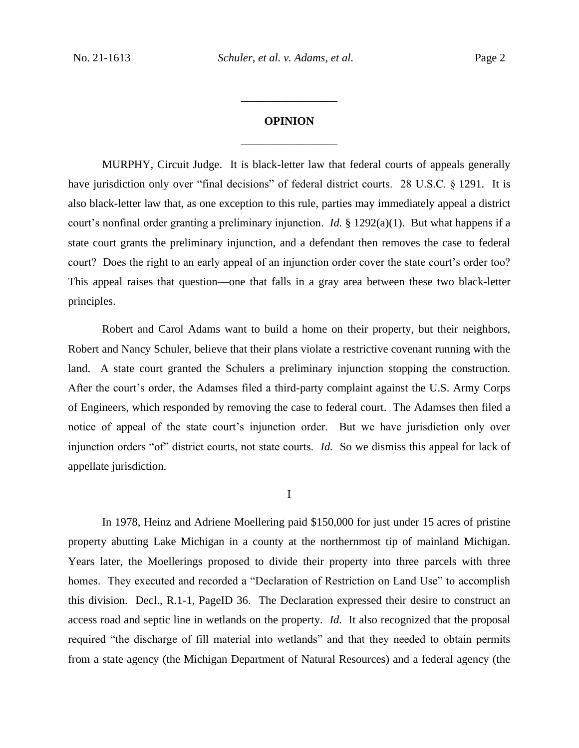## OPINION

MURPHY, Circuit Judge. It is black-letter law that federal courts of appeals generally have jurisdiction only over "final decisions" of federal district courts. 28 U.S.C. § 1291. It is also black-letter law that, as one exception to this rule, parties may immediately appeal a district court's nonfinal order granting a preliminary injunction. *Id.* § 1292(a)(1). But what happens if a state court grants the preliminary injunction, and a defendant then removes the case to federal court? Does the right to an early appeal of an injunction order cover the state court's order too? This appeal raises that question—one that falls in a gray area between these two black-letter principles.

Robert and Carol Adams want to build a home on their property, but their neighbors, Robert and Nancy Schuler, believe that their plans violate a restrictive covenant running with the land. A state court granted the Schulers a preliminary injunction stopping the construction. After the court's order, the Adamses filed a third-party complaint against the U.S. Army Corps of Engineers, which responded by removing the case to federal court. The Adamses then filed a notice of appeal of the state court's injunction order. But we have jurisdiction only over injunction orders "of" district courts, not state courts. *Id.* So we dismiss this appeal for lack of appellate jurisdiction.

## I

In 1978, Heinz and Adriene Moellering paid $150,000 for just under 15 acres of pristine property abutting Lake Michigan in a county at the northernmost tip of mainland Michigan. Years later, the Moellerings proposed to divide their property into three parcels with three homes. They executed and recorded a "Declaration of Restriction on Land Use" to accomplish this division. Decl., R.1-1, PageID 36. The Declaration expressed their desire to construct an access road and septic line in wetlands on the property. *Id.* It also recognized that the proposal required "the discharge of fill material into wetlands" and that they needed to obtain permits from a state agency (the Michigan Department of Natural Resources) and a federal agency (the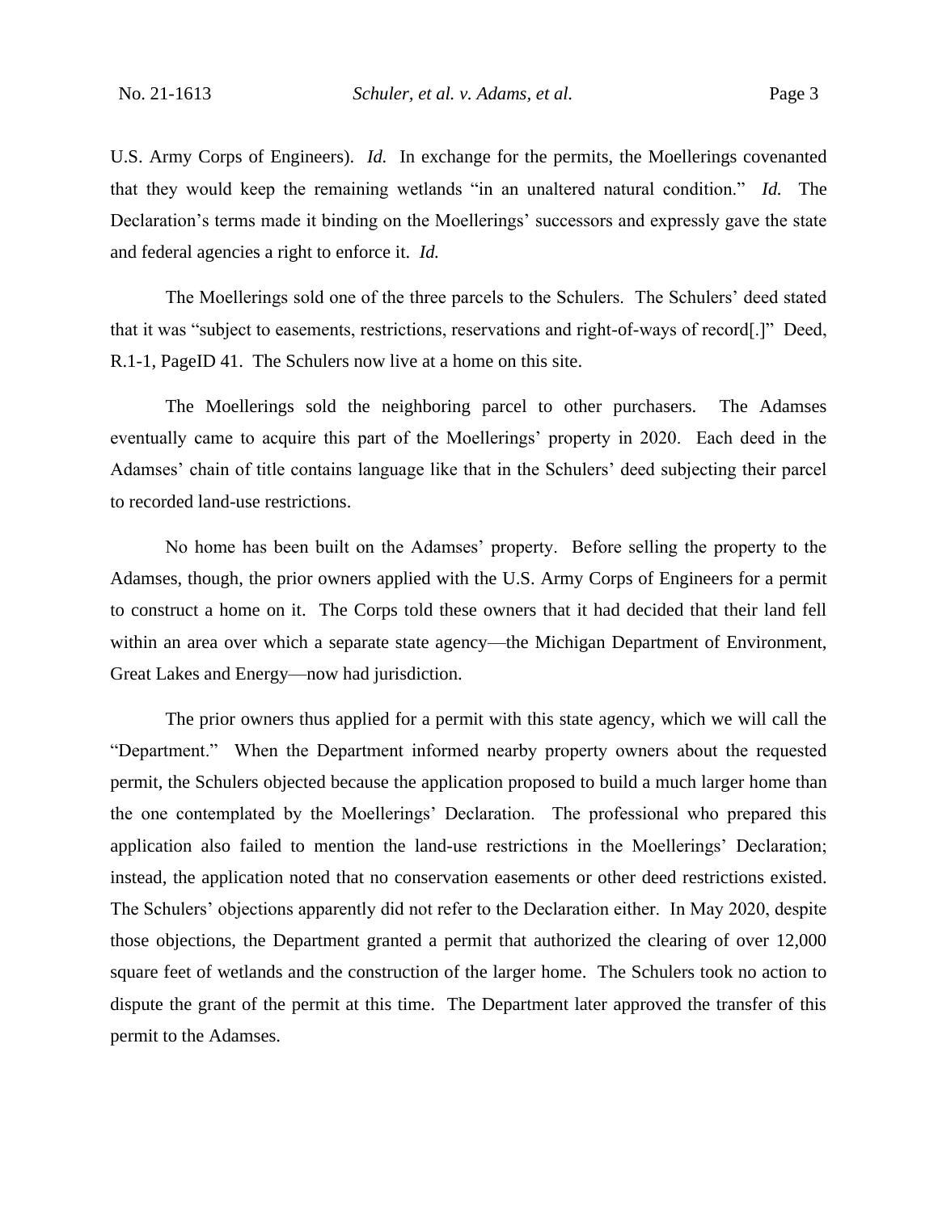U.S. Army Corps of Engineers). *Id.* In exchange for the permits, the Moellerings covenanted that they would keep the remaining wetlands "in an unaltered natural condition." *Id.* The Declaration's terms made it binding on the Moellerings' successors and expressly gave the state and federal agencies a right to enforce it. *Id.*

The Moellerings sold one of the three parcels to the Schulers. The Schulers' deed stated that it was "subject to easements, restrictions, reservations and right-of-ways of record[.]" Deed, R.1-1, PageID 41. The Schulers now live at a home on this site.

The Moellerings sold the neighboring parcel to other purchasers. The Adamses eventually came to acquire this part of the Moellerings' property in 2020. Each deed in the Adamses' chain of title contains language like that in the Schulers' deed subjecting their parcel to recorded land-use restrictions.

No home has been built on the Adamses' property. Before selling the property to the Adamses, though, the prior owners applied with the U.S. Army Corps of Engineers for a permit to construct a home on it. The Corps told these owners that it had decided that their land fell within an area over which a separate state agency—the Michigan Department of Environment, Great Lakes and Energy—now had jurisdiction.

The prior owners thus applied for a permit with this state agency, which we will call the "Department." When the Department informed nearby property owners about the requested permit, the Schulers objected because the application proposed to build a much larger home than the one contemplated by the Moellerings' Declaration. The professional who prepared this application also failed to mention the land-use restrictions in the Moellerings' Declaration; instead, the application noted that no conservation easements or other deed restrictions existed. The Schulers' objections apparently did not refer to the Declaration either. In May 2020, despite those objections, the Department granted a permit that authorized the clearing of over 12,000 square feet of wetlands and the construction of the larger home. The Schulers took no action to dispute the grant of the permit at this time. The Department later approved the transfer of this permit to the Adamses.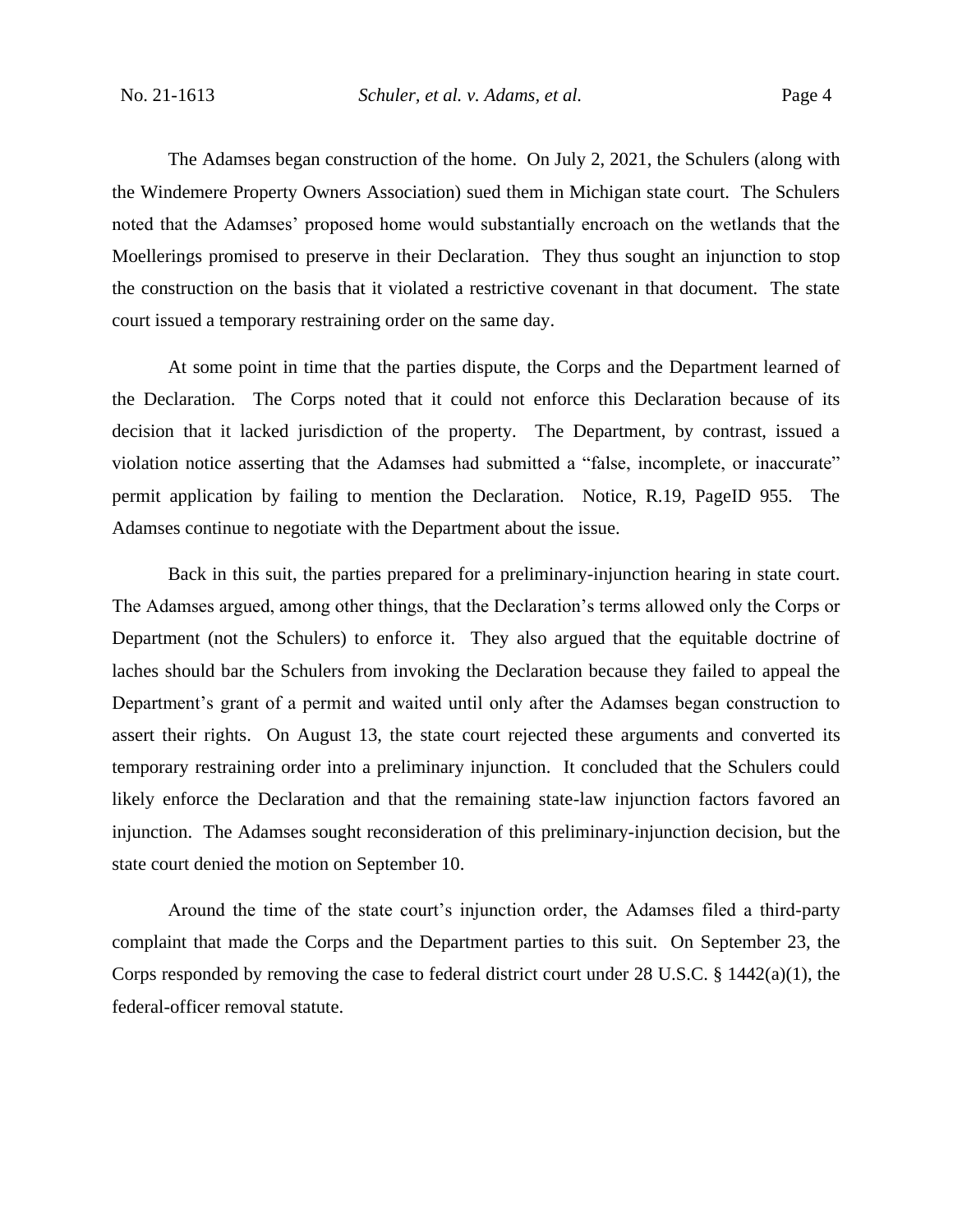The Adamses began construction of the home. On July 2, 2021, the Schulers (along with the Windemere Property Owners Association) sued them in Michigan state court. The Schulers noted that the Adamses' proposed home would substantially encroach on the wetlands that the Moellerings promised to preserve in their Declaration. They thus sought an injunction to stop the construction on the basis that it violated a restrictive covenant in that document. The state court issued a temporary restraining order on the same day.

At some point in time that the parties dispute, the Corps and the Department learned of the Declaration. The Corps noted that it could not enforce this Declaration because of its decision that it lacked jurisdiction of the property. The Department, by contrast, issued a violation notice asserting that the Adamses had submitted a "false, incomplete, or inaccurate" permit application by failing to mention the Declaration. Notice, R.19, PageID 955. The Adamses continue to negotiate with the Department about the issue.

Back in this suit, the parties prepared for a preliminary-injunction hearing in state court. The Adamses argued, among other things, that the Declaration's terms allowed only the Corps or Department (not the Schulers) to enforce it. They also argued that the equitable doctrine of laches should bar the Schulers from invoking the Declaration because they failed to appeal the Department's grant of a permit and waited until only after the Adamses began construction to assert their rights. On August 13, the state court rejected these arguments and converted its temporary restraining order into a preliminary injunction. It concluded that the Schulers could likely enforce the Declaration and that the remaining state-law injunction factors favored an injunction. The Adamses sought reconsideration of this preliminary-injunction decision, but the state court denied the motion on September 10.

Around the time of the state court's injunction order, the Adamses filed a third-party complaint that made the Corps and the Department parties to this suit. On September 23, the Corps responded by removing the case to federal district court under 28 U.S.C. § 1442(a)(1), the federal-officer removal statute.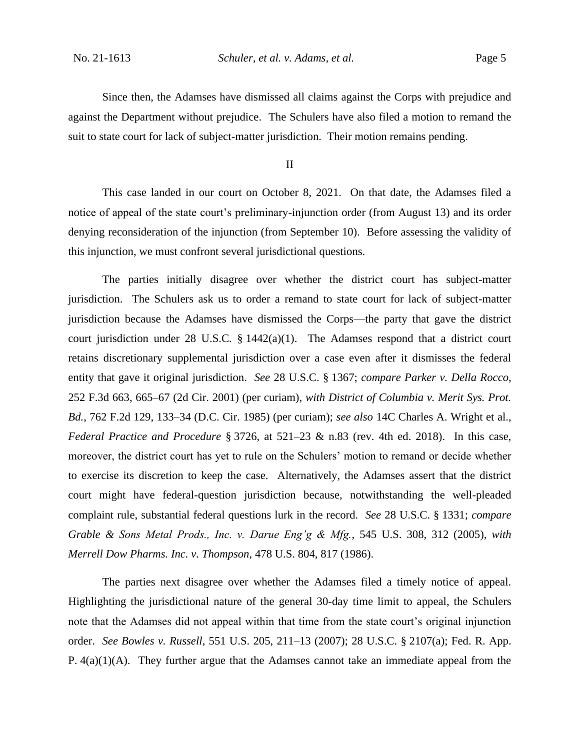Since then, the Adamses have dismissed all claims against the Corps with prejudice and against the Department without prejudice. The Schulers have also filed a motion to remand the suit to state court for lack of subject-matter jurisdiction. Their motion remains pending.

## II

This case landed in our court on October 8, 2021. On that date, the Adamses filed a notice of appeal of the state court's preliminary-injunction order (from August 13) and its order denying reconsideration of the injunction (from September 10). Before assessing the validity of this injunction, we must confront several jurisdictional questions.

The parties initially disagree over whether the district court has subject-matter jurisdiction. The Schulers ask us to order a remand to state court for lack of subject-matter jurisdiction because the Adamses have dismissed the Corps—the party that gave the district court jurisdiction under 28 U.S.C. § 1442(a)(1). The Adamses respond that a district court retains discretionary supplemental jurisdiction over a case even after it dismisses the federal entity that gave it original jurisdiction. *See* 28 U.S.C. § 1367; *compare Parker v. Della Rocco*, 252 F.3d 663, 665–67 (2d Cir. 2001) (per curiam), *with District of Columbia v. Merit Sys. Prot. Bd.*, 762 F.2d 129, 133–34 (D.C. Cir. 1985) (per curiam); *see also* 14C Charles A. Wright et al., *Federal Practice and Procedure* § 3726, at 521–23 & n.83 (rev. 4th ed. 2018). In this case, moreover, the district court has yet to rule on the Schulers' motion to remand or decide whether to exercise its discretion to keep the case. Alternatively, the Adamses assert that the district court might have federal-question jurisdiction because, notwithstanding the well-pleaded complaint rule, substantial federal questions lurk in the record. *See* 28 U.S.C. § 1331; *compare Grable & Sons Metal Prods., Inc. v. Darue Eng'g & Mfg.*, 545 U.S. 308, 312 (2005), *with Merrell Dow Pharms. Inc. v. Thompson*, 478 U.S. 804, 817 (1986).

The parties next disagree over whether the Adamses filed a timely notice of appeal. Highlighting the jurisdictional nature of the general 30-day time limit to appeal, the Schulers note that the Adamses did not appeal within that time from the state court's original injunction order. *See Bowles v. Russell*, 551 U.S. 205, 211–13 (2007); 28 U.S.C. § 2107(a); Fed. R. App. P. 4(a)(1)(A). They further argue that the Adamses cannot take an immediate appeal from the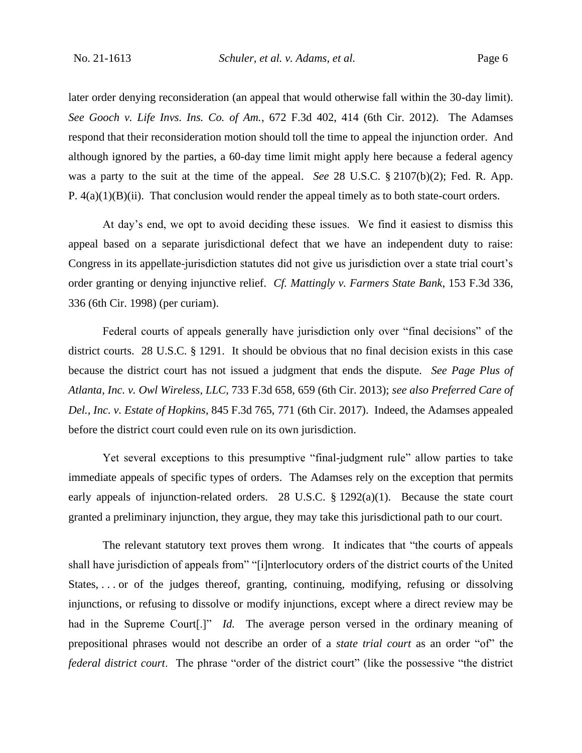later order denying reconsideration (an appeal that would otherwise fall within the 30-day limit). *See Gooch v. Life Invs. Ins. Co. of Am.*, 672 F.3d 402, 414 (6th Cir. 2012). The Adamses respond that their reconsideration motion should toll the time to appeal the injunction order. And although ignored by the parties, a 60-day time limit might apply here because a federal agency was a party to the suit at the time of the appeal. *See* 28 U.S.C. § 2107(b)(2); Fed. R. App. P. 4(a)(1)(B)(ii). That conclusion would render the appeal timely as to both state-court orders.

At day's end, we opt to avoid deciding these issues. We find it easiest to dismiss this appeal based on a separate jurisdictional defect that we have an independent duty to raise: Congress in its appellate-jurisdiction statutes did not give us jurisdiction over a state trial court's order granting or denying injunctive relief. *Cf. Mattingly v. Farmers State Bank*, 153 F.3d 336, 336 (6th Cir. 1998) (per curiam).

Federal courts of appeals generally have jurisdiction only over "final decisions" of the district courts. 28 U.S.C. § 1291. It should be obvious that no final decision exists in this case because the district court has not issued a judgment that ends the dispute. *See Page Plus of Atlanta, Inc. v. Owl Wireless, LLC*, 733 F.3d 658, 659 (6th Cir. 2013); *see also Preferred Care of Del., Inc. v. Estate of Hopkins*, 845 F.3d 765, 771 (6th Cir. 2017). Indeed, the Adamses appealed before the district court could even rule on its own jurisdiction.

Yet several exceptions to this presumptive "final-judgment rule" allow parties to take immediate appeals of specific types of orders. The Adamses rely on the exception that permits early appeals of injunction-related orders. 28 U.S.C. § 1292(a)(1). Because the state court granted a preliminary injunction, they argue, they may take this jurisdictional path to our court.

The relevant statutory text proves them wrong. It indicates that "the courts of appeals shall have jurisdiction of appeals from" "[i]nterlocutory orders of the district courts of the United States, . . . or of the judges thereof, granting, continuing, modifying, refusing or dissolving injunctions, or refusing to dissolve or modify injunctions, except where a direct review may be had in the Supreme Court[.]" *Id.* The average person versed in the ordinary meaning of prepositional phrases would not describe an order of a *state trial court* as an order "of" the *federal district court*. The phrase "order of the district court" (like the possessive "the district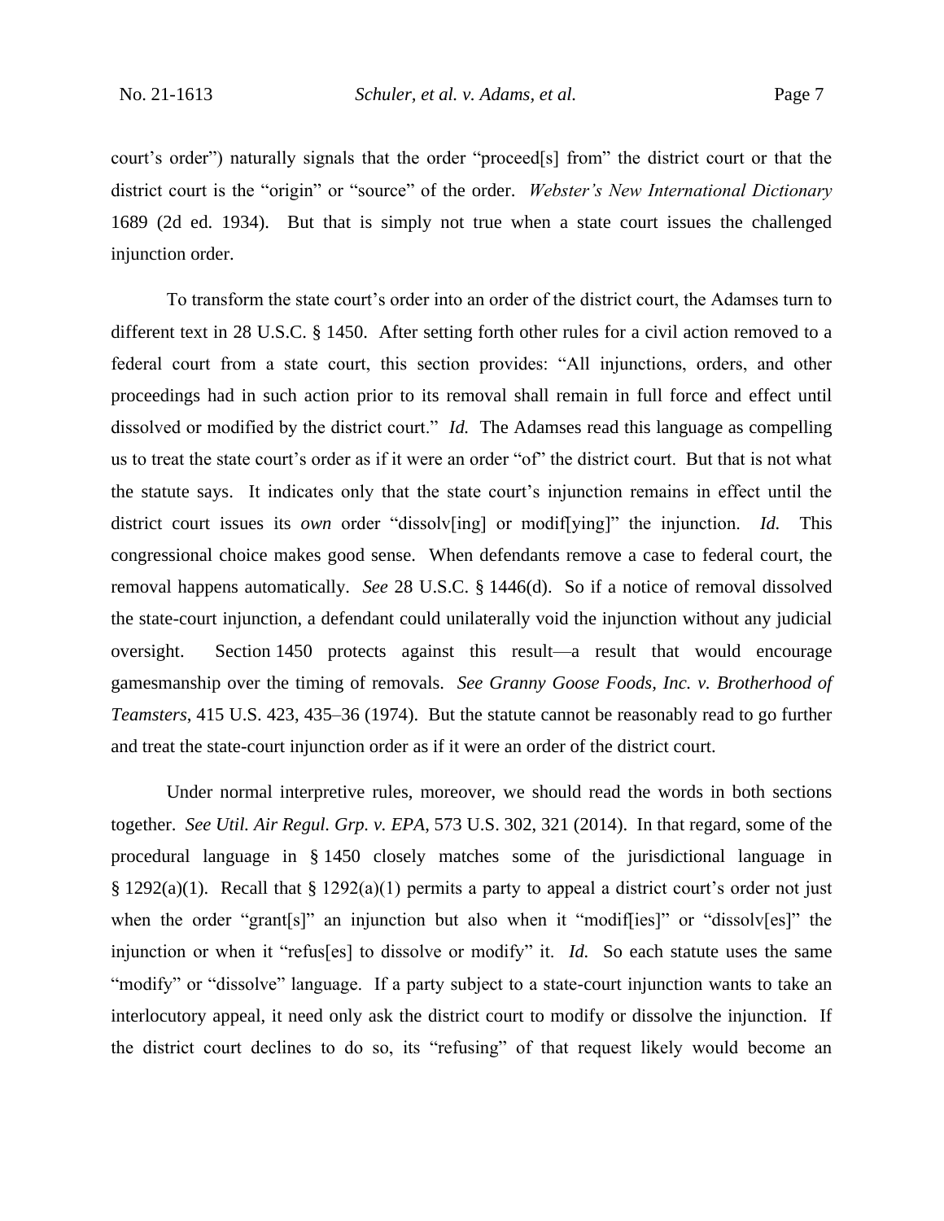court's order") naturally signals that the order "proceed[s] from" the district court or that the district court is the "origin" or "source" of the order. *Webster's New International Dictionary* 1689 (2d ed. 1934). But that is simply not true when a state court issues the challenged injunction order.

To transform the state court's order into an order of the district court, the Adamses turn to different text in 28 U.S.C. § 1450. After setting forth other rules for a civil action removed to a federal court from a state court, this section provides: "All injunctions, orders, and other proceedings had in such action prior to its removal shall remain in full force and effect until dissolved or modified by the district court." *Id.* The Adamses read this language as compelling us to treat the state court's order as if it were an order "of" the district court. But that is not what the statute says. It indicates only that the state court's injunction remains in effect until the district court issues its *own* order "dissolv[ing] or modif[ying]" the injunction. *Id.* This congressional choice makes good sense. When defendants remove a case to federal court, the removal happens automatically. *See* 28 U.S.C. § 1446(d). So if a notice of removal dissolved the state-court injunction, a defendant could unilaterally void the injunction without any judicial oversight. Section 1450 protects against this result—a result that would encourage gamesmanship over the timing of removals. *See Granny Goose Foods, Inc. v. Brotherhood of Teamsters*, 415 U.S. 423, 435–36 (1974). But the statute cannot be reasonably read to go further and treat the state-court injunction order as if it were an order of the district court.

Under normal interpretive rules, moreover, we should read the words in both sections together. *See Util. Air Regul. Grp. v. EPA*, 573 U.S. 302, 321 (2014). In that regard, some of the procedural language in § 1450 closely matches some of the jurisdictional language in § 1292(a)(1). Recall that § 1292(a)(1) permits a party to appeal a district court's order not just when the order "grant[s]" an injunction but also when it "modif[ies]" or "dissolv[es]" the injunction or when it "refus[es] to dissolve or modify" it. *Id.* So each statute uses the same "modify" or "dissolve" language. If a party subject to a state-court injunction wants to take an interlocutory appeal, it need only ask the district court to modify or dissolve the injunction. If the district court declines to do so, its "refusing" of that request likely would become an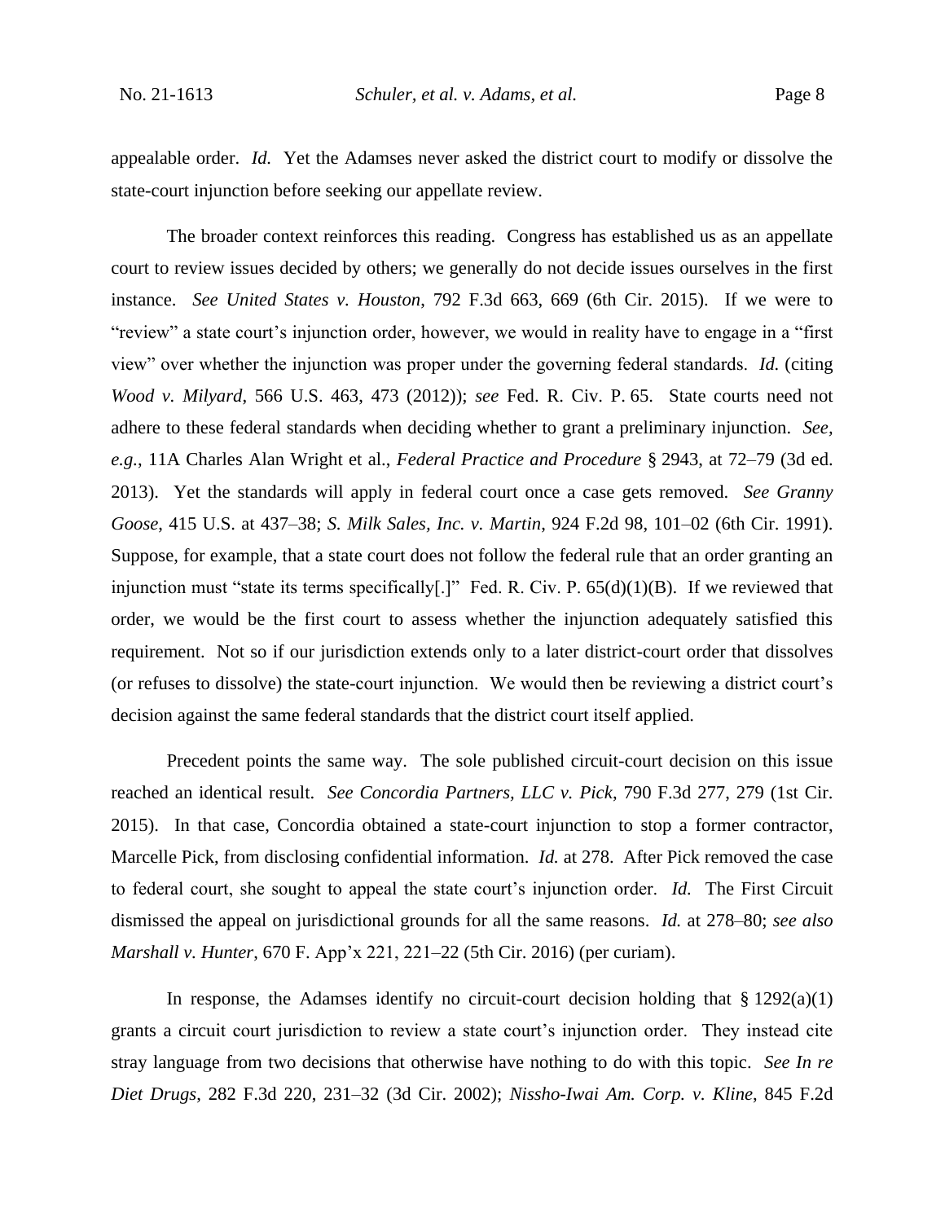appealable order. *Id.* Yet the Adamses never asked the district court to modify or dissolve the state-court injunction before seeking our appellate review.

The broader context reinforces this reading. Congress has established us as an appellate court to review issues decided by others; we generally do not decide issues ourselves in the first instance. *See United States v. Houston*, 792 F.3d 663, 669 (6th Cir. 2015). If we were to "review" a state court's injunction order, however, we would in reality have to engage in a "first view" over whether the injunction was proper under the governing federal standards. *Id.* (citing *Wood v. Milyard*, 566 U.S. 463, 473 (2012)); *see* Fed. R. Civ. P. 65. State courts need not adhere to these federal standards when deciding whether to grant a preliminary injunction. *See, e.g.*, 11A Charles Alan Wright et al., *Federal Practice and Procedure* § 2943, at 72–79 (3d ed. 2013). Yet the standards will apply in federal court once a case gets removed. *See Granny Goose*, 415 U.S. at 437–38; *S. Milk Sales, Inc. v. Martin*, 924 F.2d 98, 101–02 (6th Cir. 1991). Suppose, for example, that a state court does not follow the federal rule that an order granting an injunction must "state its terms specifically[.]" Fed. R. Civ. P. 65(d)(1)(B). If we reviewed that order, we would be the first court to assess whether the injunction adequately satisfied this requirement. Not so if our jurisdiction extends only to a later district-court order that dissolves (or refuses to dissolve) the state-court injunction. We would then be reviewing a district court's decision against the same federal standards that the district court itself applied.

Precedent points the same way. The sole published circuit-court decision on this issue reached an identical result. *See Concordia Partners, LLC v. Pick*, 790 F.3d 277, 279 (1st Cir. 2015). In that case, Concordia obtained a state-court injunction to stop a former contractor, Marcelle Pick, from disclosing confidential information. *Id.* at 278. After Pick removed the case to federal court, she sought to appeal the state court's injunction order. *Id.* The First Circuit dismissed the appeal on jurisdictional grounds for all the same reasons. *Id.* at 278–80; *see also Marshall v. Hunter*, 670 F. App'x 221, 221–22 (5th Cir. 2016) (per curiam).

In response, the Adamses identify no circuit-court decision holding that § 1292(a)(1) grants a circuit court jurisdiction to review a state court's injunction order. They instead cite stray language from two decisions that otherwise have nothing to do with this topic. *See In re Diet Drugs*, 282 F.3d 220, 231–32 (3d Cir. 2002); *Nissho-Iwai Am. Corp. v. Kline*, 845 F.2d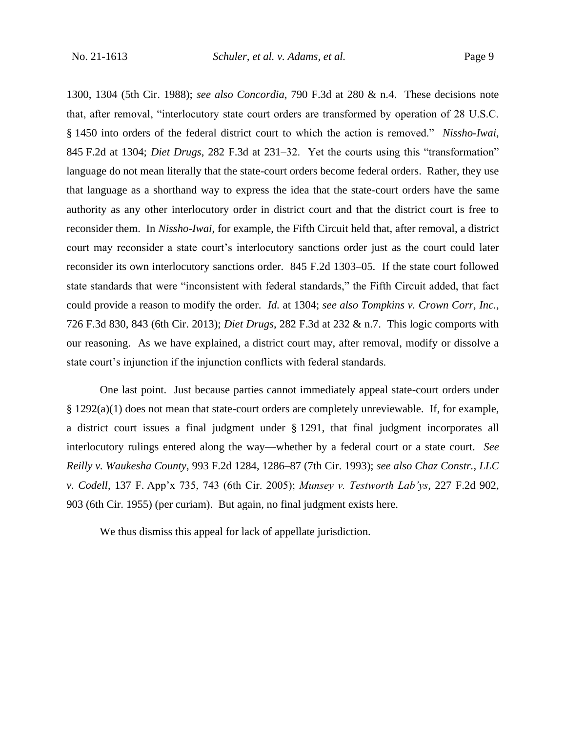1300, 1304 (5th Cir. 1988); *see also Concordia*, 790 F.3d at 280 & n.4. These decisions note that, after removal, "interlocutory state court orders are transformed by operation of 28 U.S.C. § 1450 into orders of the federal district court to which the action is removed." *Nissho-Iwai*, 845 F.2d at 1304; *Diet Drugs*, 282 F.3d at 231–32. Yet the courts using this "transformation" language do not mean literally that the state-court orders become federal orders. Rather, they use that language as a shorthand way to express the idea that the state-court orders have the same authority as any other interlocutory order in district court and that the district court is free to reconsider them. In *Nissho-Iwai*, for example, the Fifth Circuit held that, after removal, a district court may reconsider a state court's interlocutory sanctions order just as the court could later reconsider its own interlocutory sanctions order. 845 F.2d 1303–05. If the state court followed state standards that were "inconsistent with federal standards," the Fifth Circuit added, that fact could provide a reason to modify the order. *Id.* at 1304; *see also Tompkins v. Crown Corr, Inc.*, 726 F.3d 830, 843 (6th Cir. 2013); *Diet Drugs*, 282 F.3d at 232 & n.7. This logic comports with our reasoning. As we have explained, a district court may, after removal, modify or dissolve a state court's injunction if the injunction conflicts with federal standards.

One last point. Just because parties cannot immediately appeal state-court orders under § 1292(a)(1) does not mean that state-court orders are completely unreviewable. If, for example, a district court issues a final judgment under § 1291, that final judgment incorporates all interlocutory rulings entered along the way—whether by a federal court or a state court. *See Reilly v. Waukesha County*, 993 F.2d 1284, 1286–87 (7th Cir. 1993); *see also Chaz Constr., LLC v. Codell*, 137 F. App'x 735, 743 (6th Cir. 2005); *Munsey v. Testworth Lab'ys*, 227 F.2d 902, 903 (6th Cir. 1955) (per curiam). But again, no final judgment exists here.

We thus dismiss this appeal for lack of appellate jurisdiction.